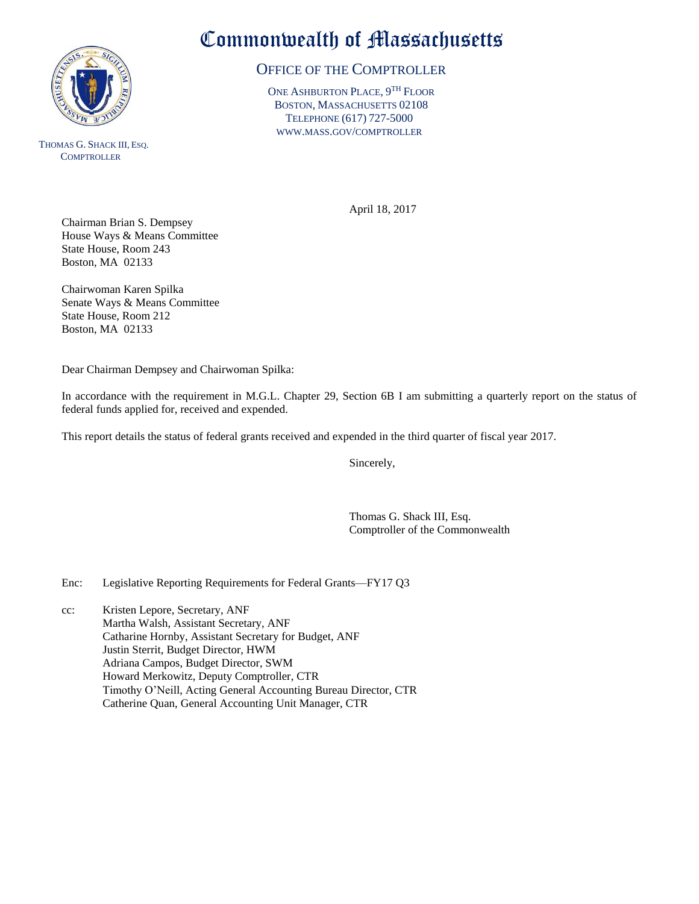# Commonwealth of Massachusetts

## OFFICE OF THE COMPTROLLER

ONE ASHBURTON PLACE, 9TH FLOOR
BOSTON, MASSACHUSETTS 02108
TELEPHONE (617) 727-5000
WWW.MASS.GOV/COMPTROLLER

THOMAS G. SHACK III, ESQ.
COMPTROLLER

April 18, 2017

Chairman Brian S. Dempsey
House Ways & Means Committee
State House, Room 243
Boston, MA 02133

Chairwoman Karen Spilka
Senate Ways & Means Committee
State House, Room 212
Boston, MA 02133

Dear Chairman Dempsey and Chairwoman Spilka:

In accordance with the requirement in M.G.L. Chapter 29, Section 6B I am submitting a quarterly report on the status of federal funds applied for, received and expended.

This report details the status of federal grants received and expended in the third quarter of fiscal year 2017.

Sincerely,

Thomas G. Shack III, Esq.
Comptroller of the Commonwealth

Enc: Legislative Reporting Requirements for Federal Grants—FY17 Q3

cc: Kristen Lepore, Secretary, ANF
Martha Walsh, Assistant Secretary, ANF
Catharine Hornby, Assistant Secretary for Budget, ANF
Justin Sterrit, Budget Director, HWM
Adriana Campos, Budget Director, SWM
Howard Merkowitz, Deputy Comptroller, CTR
Timothy O'Neill, Acting General Accounting Bureau Director, CTR
Catherine Quan, General Accounting Unit Manager, CTR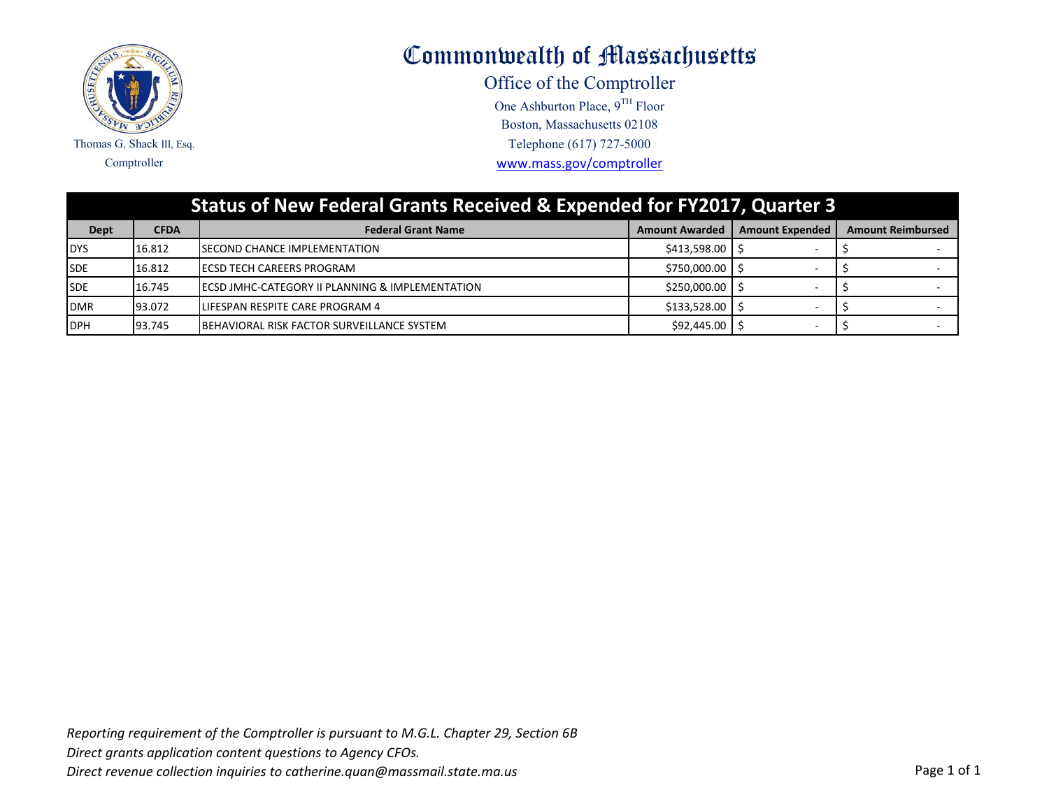# Commonwealth of Massachusetts

## Office of the Comptroller

One Ashburton Place, 9TH Floor
Boston, Massachusetts 02108
Telephone (617) 727-5000
www.mass.gov/comptroller

Thomas G. Shack III, Esq.
Comptroller

## Status of New Federal Grants Received & Expended for FY2017, Quarter 3

| Dept | CFDA | Federal Grant Name | Amount Awarded | Amount Expended | Amount Reimbursed |
|---|---|---|---|---|---|
| DYS | 16.812 | SECOND CHANCE IMPLEMENTATION | $413,598.00 | $ - | $ - |
| SDE | 16.812 | ECSD TECH CAREERS PROGRAM | $750,000.00 | $ - | $ - |
| SDE | 16.745 | ECSD JMHC-CATEGORY II PLANNING & IMPLEMENTATION | $250,000.00 | $ - | $ - |
| DMR | 93.072 | LIFESPAN RESPITE CARE PROGRAM 4 | $133,528.00 | $ - | $ - |
| DPH | 93.745 | BEHAVIORAL RISK FACTOR SURVEILLANCE SYSTEM | $92,445.00 | $ - | $ - |

*Reporting requirement of the Comptroller is pursuant to M.G.L. Chapter 29, Section 6B*
*Direct grants application content questions to Agency CFOs.*
*Direct revenue collection inquiries to catherine.quan@massmail.state.ma.us*